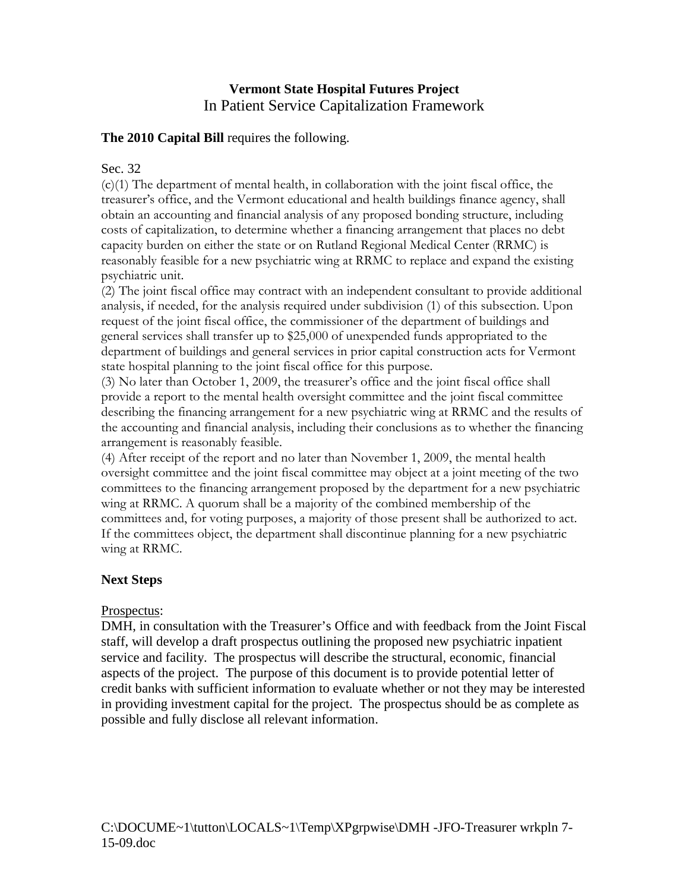**Vermont State Hospital Futures Project**
In Patient Service Capitalization Framework

**The 2010 Capital Bill** requires the following.

Sec. 32

(c)(1) The department of mental health, in collaboration with the joint fiscal office, the treasurer's office, and the Vermont educational and health buildings finance agency, shall obtain an accounting and financial analysis of any proposed bonding structure, including costs of capitalization, to determine whether a financing arrangement that places no debt capacity burden on either the state or on Rutland Regional Medical Center (RRMC) is reasonably feasible for a new psychiatric wing at RRMC to replace and expand the existing psychiatric unit.

(2) The joint fiscal office may contract with an independent consultant to provide additional analysis, if needed, for the analysis required under subdivision (1) of this subsection. Upon request of the joint fiscal office, the commissioner of the department of buildings and general services shall transfer up to $25,000 of unexpended funds appropriated to the department of buildings and general services in prior capital construction acts for Vermont state hospital planning to the joint fiscal office for this purpose.

(3) No later than October 1, 2009, the treasurer's office and the joint fiscal office shall provide a report to the mental health oversight committee and the joint fiscal committee describing the financing arrangement for a new psychiatric wing at RRMC and the results of the accounting and financial analysis, including their conclusions as to whether the financing arrangement is reasonably feasible.

(4) After receipt of the report and no later than November 1, 2009, the mental health oversight committee and the joint fiscal committee may object at a joint meeting of the two committees to the financing arrangement proposed by the department for a new psychiatric wing at RRMC. A quorum shall be a majority of the combined membership of the committees and, for voting purposes, a majority of those present shall be authorized to act. If the committees object, the department shall discontinue planning for a new psychiatric wing at RRMC.

**Next Steps**

<u>Prospectus</u>:

DMH, in consultation with the Treasurer's Office and with feedback from the Joint Fiscal staff, will develop a draft prospectus outlining the proposed new psychiatric inpatient service and facility. The prospectus will describe the structural, economic, financial aspects of the project. The purpose of this document is to provide potential letter of credit banks with sufficient information to evaluate whether or not they may be interested in providing investment capital for the project. The prospectus should be as complete as possible and fully disclose all relevant information.

C:\DOCUME~1\tutton\LOCALS~1\Temp\XPgrpwise\DMH -JFO-Treasurer wrkpln 7-15-09.doc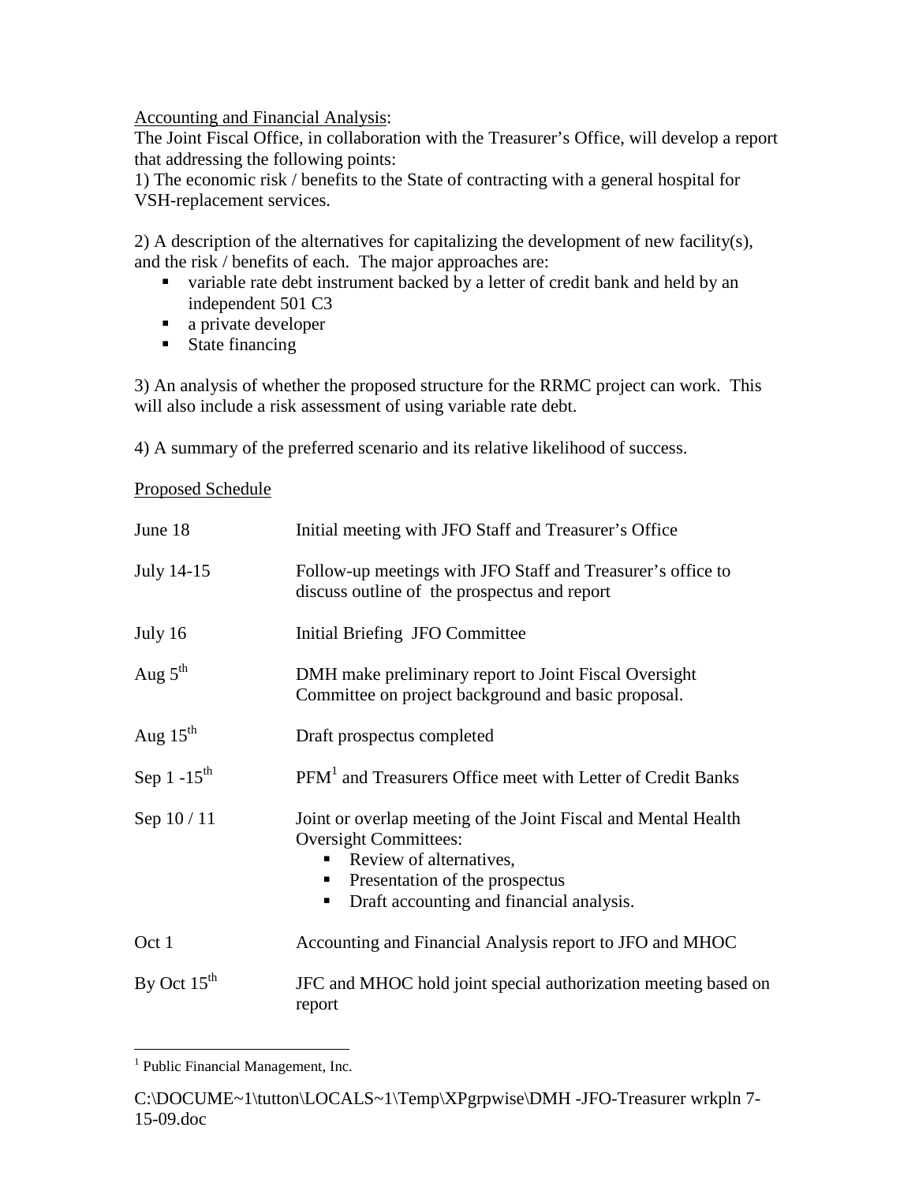Accounting and Financial Analysis:

The Joint Fiscal Office, in collaboration with the Treasurer's Office, will develop a report that addressing the following points:

1) The economic risk / benefits to the State of contracting with a general hospital for VSH-replacement services.

2) A description of the alternatives for capitalizing the development of new facility(s), and the risk / benefits of each. The major approaches are:

- variable rate debt instrument backed by a letter of credit bank and held by an independent 501 C3
- a private developer
- State financing

3) An analysis of whether the proposed structure for the RRMC project can work. This will also include a risk assessment of using variable rate debt.

4) A summary of the preferred scenario and its relative likelihood of success.

Proposed Schedule

| | |
|---|---|
| June 18 | Initial meeting with JFO Staff and Treasurer's Office |
| July 14-15 | Follow-up meetings with JFO Staff and Treasurer's office to discuss outline of the prospectus and report |
| July 16 | Initial Briefing JFO Committee |
| Aug 5th | DMH make preliminary report to Joint Fiscal Oversight Committee on project background and basic proposal. |
| Aug 15th | Draft prospectus completed |
| Sep 1 -15th | PFM[1] and Treasurers Office meet with Letter of Credit Banks |
| Sep 10 / 11 | Joint or overlap meeting of the Joint Fiscal and Mental Health Oversight Committees: <br> ▪ Review of alternatives, <br> ▪ Presentation of the prospectus <br> ▪ Draft accounting and financial analysis. |
| Oct 1 | Accounting and Financial Analysis report to JFO and MHOC |
| By Oct 15th | JFC and MHOC hold joint special authorization meeting based on report |

[1] Public Financial Management, Inc.

C:\DOCUME~1\tutton\LOCALS~1\Temp\XPgrpwise\DMH -JFO-Treasurer wrkpln 7-15-09.doc